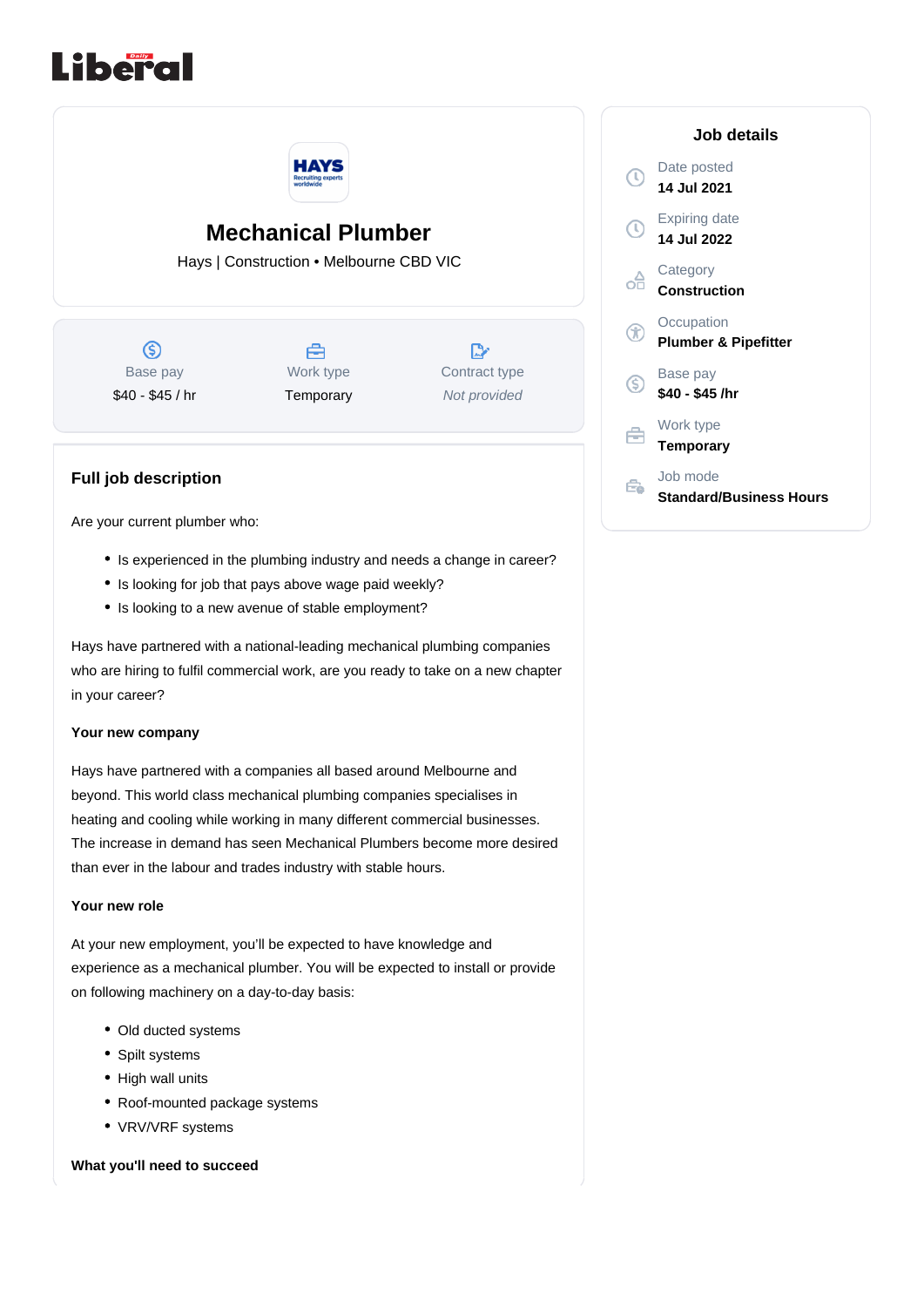# Mechanical Plumber

Hays | Construction • Melbourne CBD VIC

| Base pay | Work type | Contract type |
|---|---|---|
| $40 - $45 / hr | Temporary | *Not provided* |

## Full job description

Are your current plumber who:

- Is experienced in the plumbing industry and needs a change in career?
- Is looking for job that pays above wage paid weekly?
- Is looking to a new avenue of stable employment?

Hays have partnered with a national-leading mechanical plumbing companies who are hiring to fulfil commercial work, are you ready to take on a new chapter in your career?

**Your new company**

Hays have partnered with a companies all based around Melbourne and beyond. This world class mechanical plumbing companies specialises in heating and cooling while working in many different commercial businesses. The increase in demand has seen Mechanical Plumbers become more desired than ever in the labour and trades industry with stable hours.

**Your new role**

At your new employment, you'll be expected to have knowledge and experience as a mechanical plumber. You will be expected to install or provide on following machinery on a day-to-day basis:

- Old ducted systems
- Spilt systems
- High wall units
- Roof-mounted package systems
- VRV/VRF systems

**What you'll need to succeed**

## Job details

Date posted
**14 Jul 2021**

Expiring date
**14 Jul 2022**

Category
**Construction**

Occupation
**Plumber & Pipefitter**

Base pay
**$40 - $45 /hr**

Work type
**Temporary**

Job mode
**Standard/Business Hours**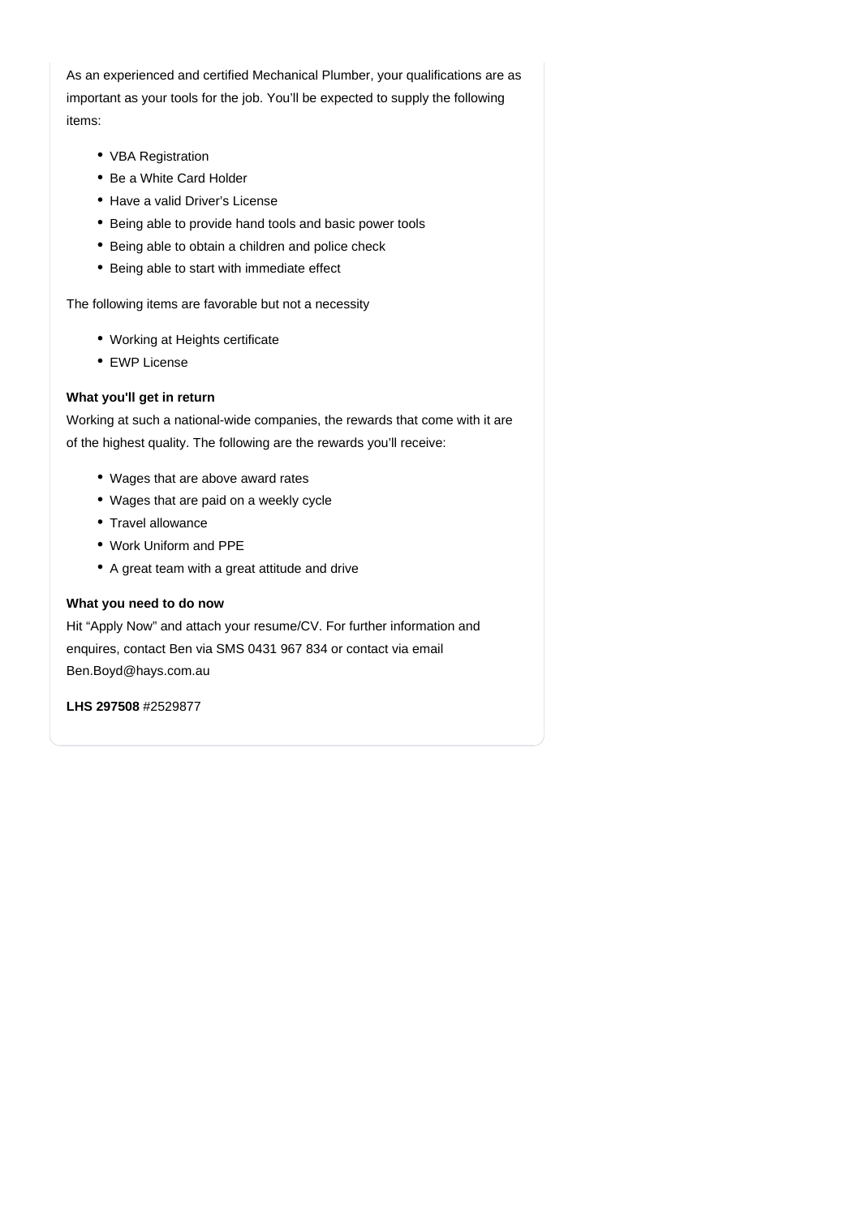As an experienced and certified Mechanical Plumber, your qualifications are as important as your tools for the job. You'll be expected to supply the following items:

- VBA Registration
- Be a White Card Holder
- Have a valid Driver's License
- Being able to provide hand tools and basic power tools
- Being able to obtain a children and police check
- Being able to start with immediate effect

The following items are favorable but not a necessity

- Working at Heights certificate
- EWP License

**What you'll get in return**

Working at such a national-wide companies, the rewards that come with it are of the highest quality. The following are the rewards you'll receive:

- Wages that are above award rates
- Wages that are paid on a weekly cycle
- Travel allowance
- Work Uniform and PPE
- A great team with a great attitude and drive

**What you need to do now**

Hit "Apply Now" and attach your resume/CV. For further information and enquires, contact Ben via SMS 0431 967 834 or contact via email Ben.Boyd@hays.com.au

**LHS 297508** #2529877